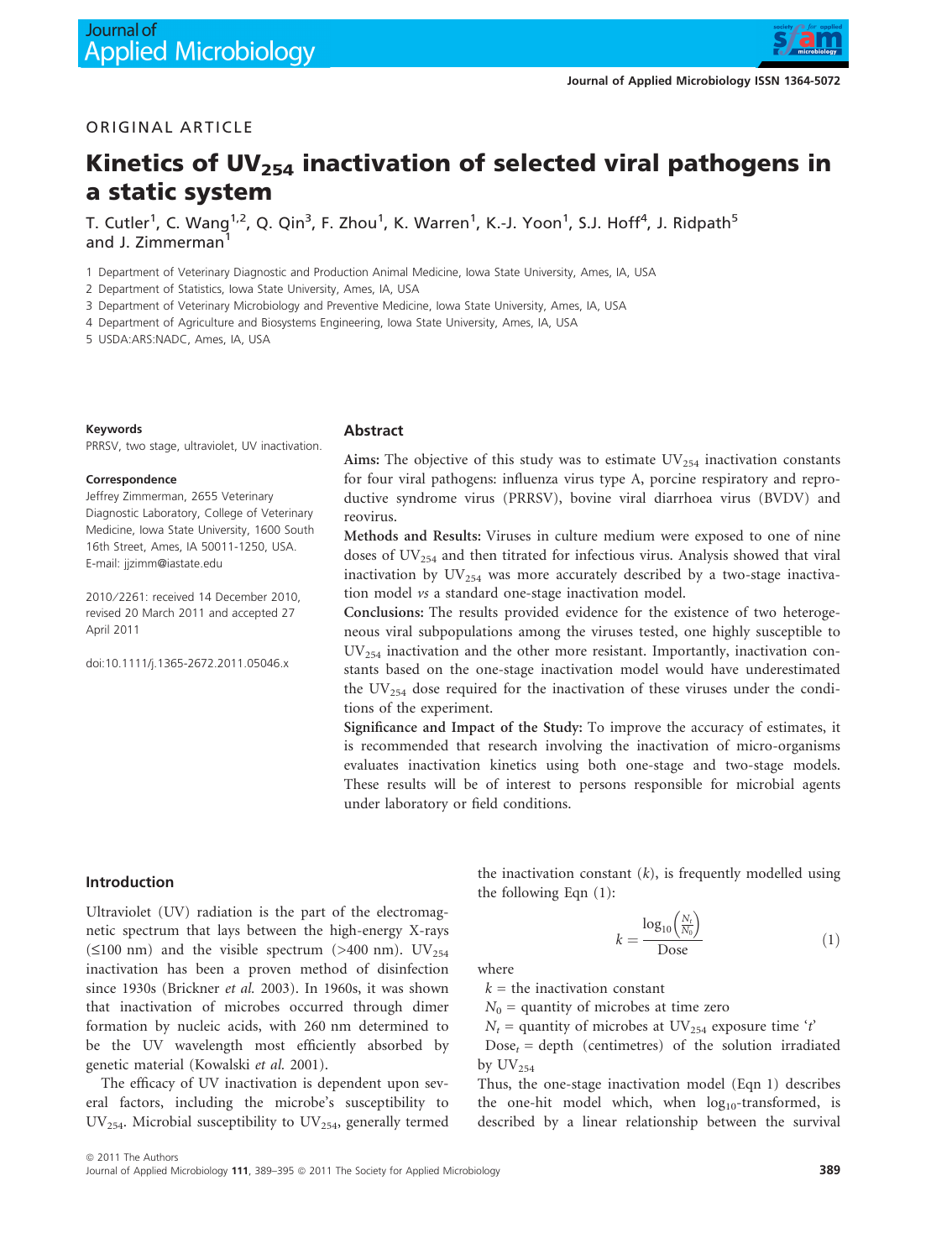ORIGINAL ARTICLE

# Kinetics of $UV_{254}$ inactivation of selected viral pathogens in a static system

T. Cutler[1], C. Wang[1,2], Q. Qin[3], F. Zhou[1], K. Warren[1], K.-J. Yoon[1], S.J. Hoff[4], J. Ridpath[5] and J. Zimmerman[1]

1 Department of Veterinary Diagnostic and Production Animal Medicine, Iowa State University, Ames, IA, USA

2 Department of Statistics, Iowa State University, Ames, IA, USA

3 Department of Veterinary Microbiology and Preventive Medicine, Iowa State University, Ames, IA, USA

4 Department of Agriculture and Biosystems Engineering, Iowa State University, Ames, IA, USA

5 USDA:ARS:NADC, Ames, IA, USA

**Keywords**

PRRSV, two stage, ultraviolet, UV inactivation.

**Correspondence**

Jeffrey Zimmerman, 2655 Veterinary Diagnostic Laboratory, College of Veterinary Medicine, Iowa State University, 1600 South 16th Street, Ames, IA 50011-1250, USA.
E-mail: jjzimm@iastate.edu

2010/2261: received 14 December 2010, revised 20 March 2011 and accepted 27 April 2011

doi:10.1111/j.1365-2672.2011.05046.x

## Abstract

**Aims:** The objective of this study was to estimate $UV_{254}$ inactivation constants for four viral pathogens: influenza virus type A, porcine respiratory and reproductive syndrome virus (PRRSV), bovine viral diarrhoea virus (BVDV) and reovirus.

**Methods and Results:** Viruses in culture medium were exposed to one of nine doses of $UV_{254}$ and then titrated for infectious virus. Analysis showed that viral inactivation by $UV_{254}$ was more accurately described by a two-stage inactivation model *vs* a standard one-stage inactivation model.

**Conclusions:** The results provided evidence for the existence of two heterogeneous viral subpopulations among the viruses tested, one highly susceptible to $UV_{254}$ inactivation and the other more resistant. Importantly, inactivation constants based on the one-stage inactivation model would have underestimated the $UV_{254}$ dose required for the inactivation of these viruses under the conditions of the experiment.

**Significance and Impact of the Study:** To improve the accuracy of estimates, it is recommended that research involving the inactivation of micro-organisms evaluates inactivation kinetics using both one-stage and two-stage models. These results will be of interest to persons responsible for microbial agents under laboratory or field conditions.

## Introduction

Ultraviolet (UV) radiation is the part of the electromagnetic spectrum that lays between the high-energy X-rays (≤100 nm) and the visible spectrum (>400 nm). $UV_{254}$ inactivation has been a proven method of disinfection since 1930s (Brickner *et al.* 2003). In 1960s, it was shown that inactivation of microbes occurred through dimer formation by nucleic acids, with 260 nm determined to be the UV wavelength most efficiently absorbed by genetic material (Kowalski *et al.* 2001).

The efficacy of UV inactivation is dependent upon several factors, including the microbe's susceptibility to $UV_{254}$. Microbial susceptibility to $UV_{254}$, generally termed the inactivation constant ($k$), is frequently modelled using the following Eqn (1):

$$k = \frac{\log_{10}\left(\frac{N_t}{N_0}\right)}{\text{Dose}} \tag{1}$$

where

$k$ = the inactivation constant

$N_0$ = quantity of microbes at time zero

$N_t$ = quantity of microbes at $UV_{254}$ exposure time '$t$'

$\text{Dose}_t$ = depth (centimetres) of the solution irradiated by $UV_{254}$

Thus, the one-stage inactivation model (Eqn 1) describes the one-hit model which, when $\log_{10}$-transformed, is described by a linear relationship between the survival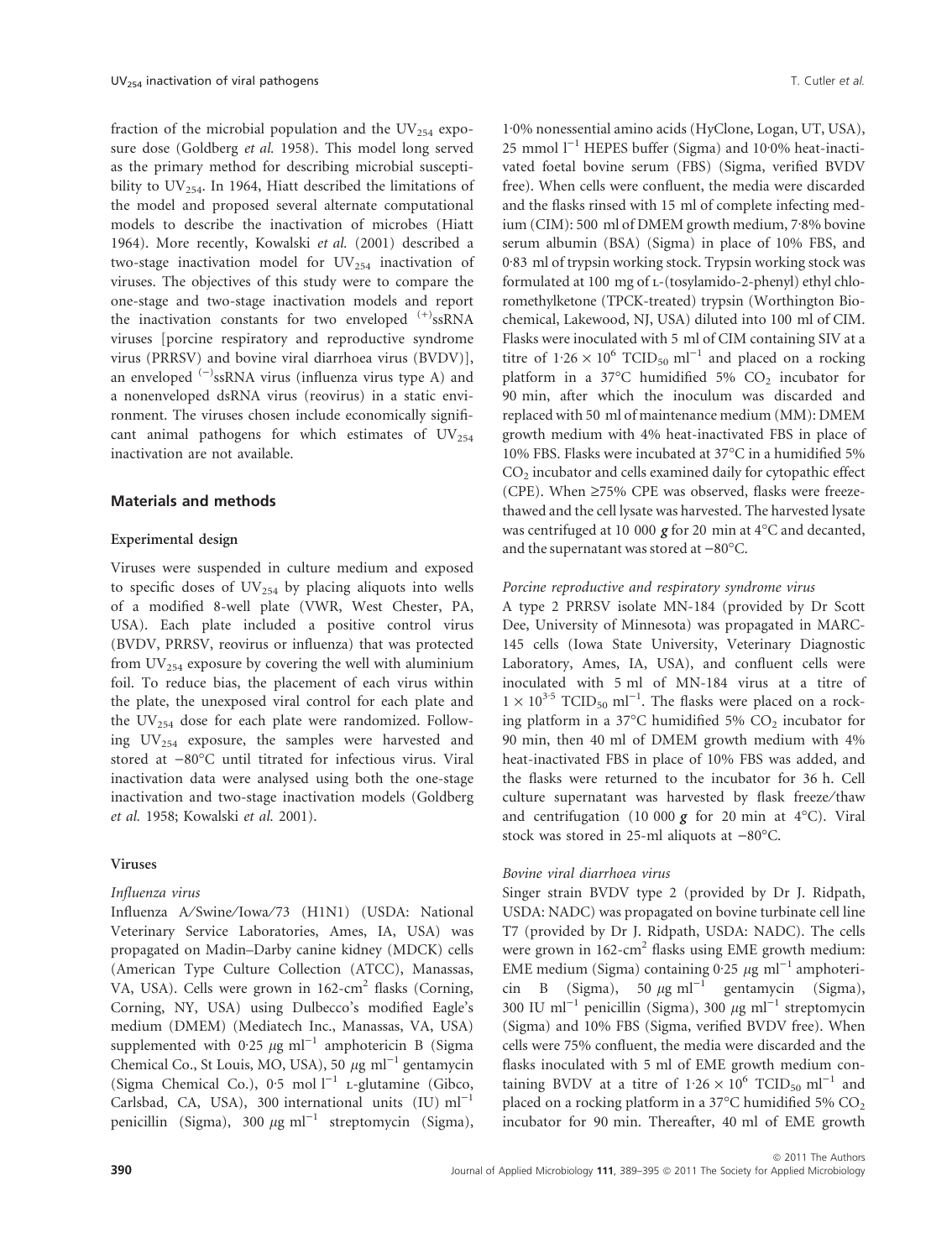fraction of the microbial population and the $UV_{254}$ exposure dose (Goldberg *et al.* 1958). This model long served as the primary method for describing microbial susceptibility to $UV_{254}$. In 1964, Hiatt described the limitations of the model and proposed several alternate computational models to describe the inactivation of microbes (Hiatt 1964). More recently, Kowalski *et al.* (2001) described a two-stage inactivation model for $UV_{254}$ inactivation of viruses. The objectives of this study were to compare the one-stage and two-stage inactivation models and report the inactivation constants for two enveloped $^{(+)}$ssRNA viruses [porcine respiratory and reproductive syndrome virus (PRRSV) and bovine viral diarrhoea virus (BVDV)], an enveloped $^{(-)}$ssRNA virus (influenza virus type A) and a nonenveloped dsRNA virus (reovirus) in a static environment. The viruses chosen include economically significant animal pathogens for which estimates of $UV_{254}$ inactivation are not available.

## Materials and methods

### Experimental design

Viruses were suspended in culture medium and exposed to specific doses of $UV_{254}$ by placing aliquots into wells of a modified 8-well plate (VWR, West Chester, PA, USA). Each plate included a positive control virus (BVDV, PRRSV, reovirus or influenza) that was protected from $UV_{254}$ exposure by covering the well with aluminium foil. To reduce bias, the placement of each virus within the plate, the unexposed viral control for each plate and the $UV_{254}$ dose for each plate were randomized. Following $UV_{254}$ exposure, the samples were harvested and stored at −80°C until titrated for infectious virus. Viral inactivation data were analysed using both the one-stage inactivation and two-stage inactivation models (Goldberg *et al.* 1958; Kowalski *et al.* 2001).

### Viruses

#### *Influenza virus*

Influenza A/Swine/Iowa/73 (H1N1) (USDA: National Veterinary Service Laboratories, Ames, IA, USA) was propagated on Madin–Darby canine kidney (MDCK) cells (American Type Culture Collection (ATCC), Manassas, VA, USA). Cells were grown in 162-cm$^2$ flasks (Corning, Corning, NY, USA) using Dulbecco's modified Eagle's medium (DMEM) (Mediatech Inc., Manassas, VA, USA) supplemented with 0·25 $\mu$g ml$^{-1}$ amphotericin B (Sigma Chemical Co., St Louis, MO, USA), 50 $\mu$g ml$^{-1}$ gentamycin (Sigma Chemical Co.), 0·5 mol l$^{-1}$ L-glutamine (Gibco, Carlsbad, CA, USA), 300 international units (IU) ml$^{-1}$ penicillin (Sigma), 300 $\mu$g ml$^{-1}$ streptomycin (Sigma), 1·0% nonessential amino acids (HyClone, Logan, UT, USA), 25 mmol l$^{-1}$ HEPES buffer (Sigma) and 10·0% heat-inactivated foetal bovine serum (FBS) (Sigma, verified BVDV free). When cells were confluent, the media were discarded and the flasks rinsed with 15 ml of complete infecting medium (CIM): 500 ml of DMEM growth medium, 7·8% bovine serum albumin (BSA) (Sigma) in place of 10% FBS, and 0·83 ml of trypsin working stock. Trypsin working stock was formulated at 100 mg of L-(tosylamido-2-phenyl) ethyl chloromethylketone (TPCK-treated) trypsin (Worthington Biochemical, Lakewood, NJ, USA) diluted into 100 ml of CIM. Flasks were inoculated with 5 ml of CIM containing SIV at a titre of $1{\cdot}26 \times 10^6$ TCID$_{50}$ ml$^{-1}$ and placed on a rocking platform in a 37°C humidified 5% $CO_2$ incubator for 90 min, after which the inoculum was discarded and replaced with 50 ml of maintenance medium (MM): DMEM growth medium with 4% heat-inactivated FBS in place of 10% FBS. Flasks were incubated at 37°C in a humidified 5% $CO_2$ incubator and cells examined daily for cytopathic effect (CPE). When ≥75% CPE was observed, flasks were freeze-thawed and the cell lysate was harvested. The harvested lysate was centrifuged at 10 000 ***g*** for 20 min at 4°C and decanted, and the supernatant was stored at −80°C.

#### *Porcine reproductive and respiratory syndrome virus*

A type 2 PRRSV isolate MN-184 (provided by Dr Scott Dee, University of Minnesota) was propagated in MARC-145 cells (Iowa State University, Veterinary Diagnostic Laboratory, Ames, IA, USA), and confluent cells were inoculated with 5 ml of MN-184 virus at a titre of $1 \times 10^{3{\cdot}5}$ TCID$_{50}$ ml$^{-1}$. The flasks were placed on a rocking platform in a 37°C humidified 5% $CO_2$ incubator for 90 min, then 40 ml of DMEM growth medium with 4% heat-inactivated FBS in place of 10% FBS was added, and the flasks were returned to the incubator for 36 h. Cell culture supernatant was harvested by flask freeze/thaw and centrifugation (10 000 ***g*** for 20 min at 4°C). Viral stock was stored in 25-ml aliquots at −80°C.

#### *Bovine viral diarrhoea virus*

Singer strain BVDV type 2 (provided by Dr J. Ridpath, USDA: NADC) was propagated on bovine turbinate cell line T7 (provided by Dr J. Ridpath, USDA: NADC). The cells were grown in 162-cm$^2$ flasks using EME growth medium: EME medium (Sigma) containing 0·25 $\mu$g ml$^{-1}$ amphotericin B (Sigma), 50 $\mu$g ml$^{-1}$ gentamycin (Sigma), 300 IU ml$^{-1}$ penicillin (Sigma), 300 $\mu$g ml$^{-1}$ streptomycin (Sigma) and 10% FBS (Sigma, verified BVDV free). When cells were 75% confluent, the media were discarded and the flasks inoculated with 5 ml of EME growth medium containing BVDV at a titre of $1{\cdot}26 \times 10^6$ TCID$_{50}$ ml$^{-1}$ and placed on a rocking platform in a 37°C humidified 5% $CO_2$ incubator for 90 min. Thereafter, 40 ml of EME growth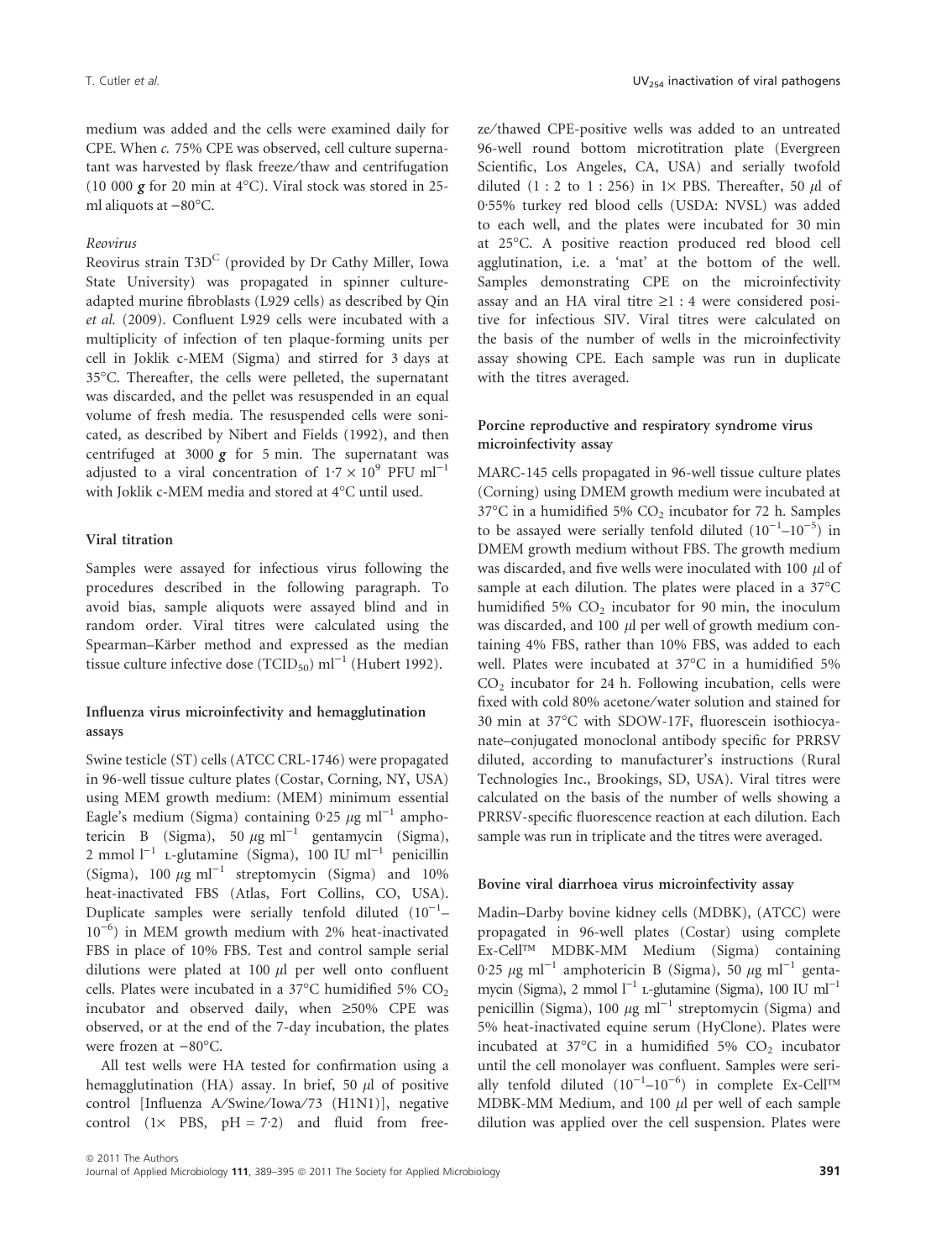medium was added and the cells were examined daily for CPE. When *c.* 75% CPE was observed, cell culture supernatant was harvested by flask freeze/thaw and centrifugation (10 000 ***g*** for 20 min at 4°C). Viral stock was stored in 25-ml aliquots at −80°C.

#### *Reovirus*

Reovirus strain T3D$^{C}$ (provided by Dr Cathy Miller, Iowa State University) was propagated in spinner culture-adapted murine fibroblasts (L929 cells) as described by Qin *et al.* (2009). Confluent L929 cells were incubated with a multiplicity of infection of ten plaque-forming units per cell in Joklik c-MEM (Sigma) and stirred for 3 days at 35°C. Thereafter, the cells were pelleted, the supernatant was discarded, and the pellet was resuspended in an equal volume of fresh media. The resuspended cells were sonicated, as described by Nibert and Fields (1992), and then centrifuged at 3000 ***g*** for 5 min. The supernatant was adjusted to a viral concentration of $1{\cdot}7 \times 10^{9}$ PFU ml$^{-1}$ with Joklik c-MEM media and stored at 4°C until used.

### Viral titration

Samples were assayed for infectious virus following the procedures described in the following paragraph. To avoid bias, sample aliquots were assayed blind and in random order. Viral titres were calculated using the Spearman–Kärber method and expressed as the median tissue culture infective dose ($TCID_{50}$) ml$^{-1}$ (Hubert 1992).

### Influenza virus microinfectivity and hemagglutination assays

Swine testicle (ST) cells (ATCC CRL-1746) were propagated in 96-well tissue culture plates (Costar, Corning, NY, USA) using MEM growth medium: (MEM) minimum essential Eagle's medium (Sigma) containing 0·25 $\mu$g ml$^{-1}$ amphotericin B (Sigma), 50 $\mu$g ml$^{-1}$ gentamycin (Sigma), 2 mmol l$^{-1}$ L-glutamine (Sigma), 100 IU ml$^{-1}$ penicillin (Sigma), 100 $\mu$g ml$^{-1}$ streptomycin (Sigma) and 10% heat-inactivated FBS (Atlas, Fort Collins, CO, USA). Duplicate samples were serially tenfold diluted ($10^{-1}$–$10^{-6}$) in MEM growth medium with 2% heat-inactivated FBS in place of 10% FBS. Test and control sample serial dilutions were plated at 100 $\mu$l per well onto confluent cells. Plates were incubated in a 37°C humidified 5% $CO_2$ incubator and observed daily, when ≥50% CPE was observed, or at the end of the 7-day incubation, the plates were frozen at −80°C.

All test wells were HA tested for confirmation using a hemagglutination (HA) assay. In brief, 50 $\mu$l of positive control [Influenza A/Swine/Iowa/73 (H1N1)], negative control (1× PBS, pH = 7·2) and fluid from freeze/thawed CPE-positive wells was added to an untreated 96-well round bottom microtitration plate (Evergreen Scientific, Los Angeles, CA, USA) and serially twofold diluted (1 : 2 to 1 : 256) in 1× PBS. Thereafter, 50 $\mu$l of 0·55% turkey red blood cells (USDA: NVSL) was added to each well, and the plates were incubated for 30 min at 25°C. A positive reaction produced red blood cell agglutination, i.e. a 'mat' at the bottom of the well. Samples demonstrating CPE on the microinfectivity assay and an HA viral titre ≥1 : 4 were considered positive for infectious SIV. Viral titres were calculated on the basis of the number of wells in the microinfectivity assay showing CPE. Each sample was run in duplicate with the titres averaged.

### Porcine reproductive and respiratory syndrome virus microinfectivity assay

MARC-145 cells propagated in 96-well tissue culture plates (Corning) using DMEM growth medium were incubated at 37°C in a humidified 5% $CO_2$ incubator for 72 h. Samples to be assayed were serially tenfold diluted ($10^{-1}$–$10^{-5}$) in DMEM growth medium without FBS. The growth medium was discarded, and five wells were inoculated with 100 $\mu$l of sample at each dilution. The plates were placed in a 37°C humidified 5% $CO_2$ incubator for 90 min, the inoculum was discarded, and 100 $\mu$l per well of growth medium containing 4% FBS, rather than 10% FBS, was added to each well. Plates were incubated at 37°C in a humidified 5% $CO_2$ incubator for 24 h. Following incubation, cells were fixed with cold 80% acetone/water solution and stained for 30 min at 37°C with SDOW-17F, fluorescein isothiocyanate–conjugated monoclonal antibody specific for PRRSV diluted, according to manufacturer's instructions (Rural Technologies Inc., Brookings, SD, USA). Viral titres were calculated on the basis of the number of wells showing a PRRSV-specific fluorescence reaction at each dilution. Each sample was run in triplicate and the titres were averaged.

### Bovine viral diarrhoea virus microinfectivity assay

Madin–Darby bovine kidney cells (MDBK), (ATCC) were propagated in 96-well plates (Costar) using complete Ex-Cell™ MDBK-MM Medium (Sigma) containing 0·25 $\mu$g ml$^{-1}$ amphotericin B (Sigma), 50 $\mu$g ml$^{-1}$ gentamycin (Sigma), 2 mmol l$^{-1}$ L-glutamine (Sigma), 100 IU ml$^{-1}$ penicillin (Sigma), 100 $\mu$g ml$^{-1}$ streptomycin (Sigma) and 5% heat-inactivated equine serum (HyClone). Plates were incubated at 37°C in a humidified 5% $CO_2$ incubator until the cell monolayer was confluent. Samples were serially tenfold diluted ($10^{-1}$–$10^{-6}$) in complete Ex-Cell™ MDBK-MM Medium, and 100 $\mu$l per well of each sample dilution was applied over the cell suspension. Plates were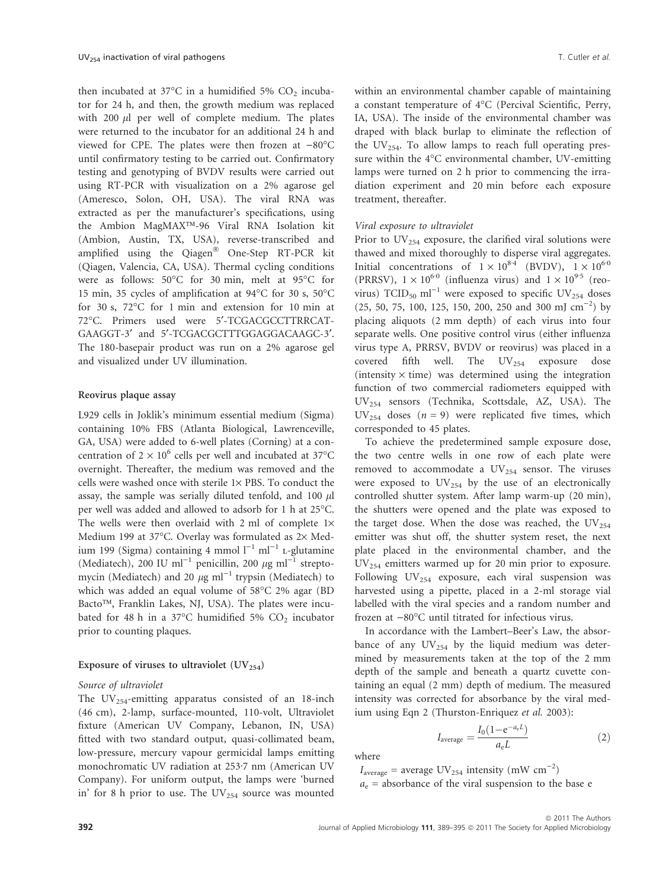then incubated at 37°C in a humidified 5% $CO_2$ incubator for 24 h, and then, the growth medium was replaced with 200 $\mu$l per well of complete medium. The plates were returned to the incubator for an additional 24 h and viewed for CPE. The plates were then frozen at −80°C until confirmatory testing to be carried out. Confirmatory testing and genotyping of BVDV results were carried out using RT-PCR with visualization on a 2% agarose gel (Ameresco, Solon, OH, USA). The viral RNA was extracted as per the manufacturer's specifications, using the Ambion MagMAX™-96 Viral RNA Isolation kit (Ambion, Austin, TX, USA), reverse-transcribed and amplified using the Qiagen® One-Step RT-PCR kit (Qiagen, Valencia, CA, USA). Thermal cycling conditions were as follows: 50°C for 30 min, melt at 95°C for 15 min, 35 cycles of amplification at 94°C for 30 s, 50°C for 30 s, 72°C for 1 min and extension for 10 min at 72°C. Primers used were 5′-TCGACGCCTTRRCAT-GAAGGT-3′ and 5′-TCGACGCTTGGAGGACAAGC-3′. The 180-basepair product was run on a 2% agarose gel and visualized under UV illumination.

### Reovirus plaque assay

L929 cells in Joklik's minimum essential medium (Sigma) containing 10% FBS (Atlanta Biological, Lawrenceville, GA, USA) were added to 6-well plates (Corning) at a concentration of $2 \times 10^6$ cells per well and incubated at 37°C overnight. Thereafter, the medium was removed and the cells were washed once with sterile 1× PBS. To conduct the assay, the sample was serially diluted tenfold, and 100 $\mu$l per well was added and allowed to adsorb for 1 h at 25°C. The wells were then overlaid with 2 ml of complete 1× Medium 199 at 37°C. Overlay was formulated as 2× Medium 199 (Sigma) containing 4 mmol $l^{-1}$ $ml^{-1}$ L-glutamine (Mediatech), 200 IU $ml^{-1}$ penicillin, 200 $\mu$g $ml^{-1}$ streptomycin (Mediatech) and 20 $\mu$g $ml^{-1}$ trypsin (Mediatech) to which was added an equal volume of 58°C 2% agar (BD Bacto™, Franklin Lakes, NJ, USA). The plates were incubated for 48 h in a 37°C humidified 5% $CO_2$ incubator prior to counting plaques.

### Exposure of viruses to ultraviolet ($UV_{254}$)

#### Source of ultraviolet

The $UV_{254}$-emitting apparatus consisted of an 18-inch (46 cm), 2-lamp, surface-mounted, 110-volt, Ultraviolet fixture (American UV Company, Lebanon, IN, USA) fitted with two standard output, quasi-collimated beam, low-pressure, mercury vapour germicidal lamps emitting monochromatic UV radiation at 253·7 nm (American UV Company). For uniform output, the lamps were 'burned in' for 8 h prior to use. The $UV_{254}$ source was mounted within an environmental chamber capable of maintaining a constant temperature of 4°C (Percival Scientific, Perry, IA, USA). The inside of the environmental chamber was draped with black burlap to eliminate the reflection of the $UV_{254}$. To allow lamps to reach full operating pressure within the 4°C environmental chamber, UV-emitting lamps were turned on 2 h prior to commencing the irradiation experiment and 20 min before each exposure treatment, thereafter.

#### Viral exposure to ultraviolet

Prior to $UV_{254}$ exposure, the clarified viral solutions were thawed and mixed thoroughly to disperse viral aggregates. Initial concentrations of $1 \times 10^{8\cdot4}$ (BVDV), $1 \times 10^{6\cdot0}$ (PRRSV), $1 \times 10^{6\cdot0}$ (influenza virus) and $1 \times 10^{9\cdot5}$ (reovirus) $TCID_{50}$ $ml^{-1}$ were exposed to specific $UV_{254}$ doses (25, 50, 75, 100, 125, 150, 200, 250 and 300 mJ $cm^{-2}$) by placing aliquots (2 mm depth) of each virus into four separate wells. One positive control virus (either influenza virus type A, PRRSV, BVDV or reovirus) was placed in a covered fifth well. The $UV_{254}$ exposure dose (intensity × time) was determined using the integration function of two commercial radiometers equipped with $UV_{254}$ sensors (Technika, Scottsdale, AZ, USA). The $UV_{254}$ doses ($n = 9$) were replicated five times, which corresponded to 45 plates.

To achieve the predetermined sample exposure dose, the two centre wells in one row of each plate were removed to accommodate a $UV_{254}$ sensor. The viruses were exposed to $UV_{254}$ by the use of an electronically controlled shutter system. After lamp warm-up (20 min), the shutters were opened and the plate was exposed to the target dose. When the dose was reached, the $UV_{254}$ emitter was shut off, the shutter system reset, the next plate placed in the environmental chamber, and the $UV_{254}$ emitters warmed up for 20 min prior to exposure. Following $UV_{254}$ exposure, each viral suspension was harvested using a pipette, placed in a 2-ml storage vial labelled with the viral species and a random number and frozen at −80°C until titrated for infectious virus.

In accordance with the Lambert–Beer's Law, the absorbance of any $UV_{254}$ by the liquid medium was determined by measurements taken at the top of the 2 mm depth of the sample and beneath a quartz cuvette containing an equal (2 mm) depth of medium. The measured intensity was corrected for absorbance by the viral medium using Eqn 2 (Thurston-Enriquez *et al.* 2003):

$$I_{\text{average}} = \frac{I_0\left(1-e^{-a_e L}\right)}{a_e L} \qquad (2)$$

where

$I_{\text{average}}$ = average $UV_{254}$ intensity (mW $cm^{-2}$)

$a_e$ = absorbance of the viral suspension to the base e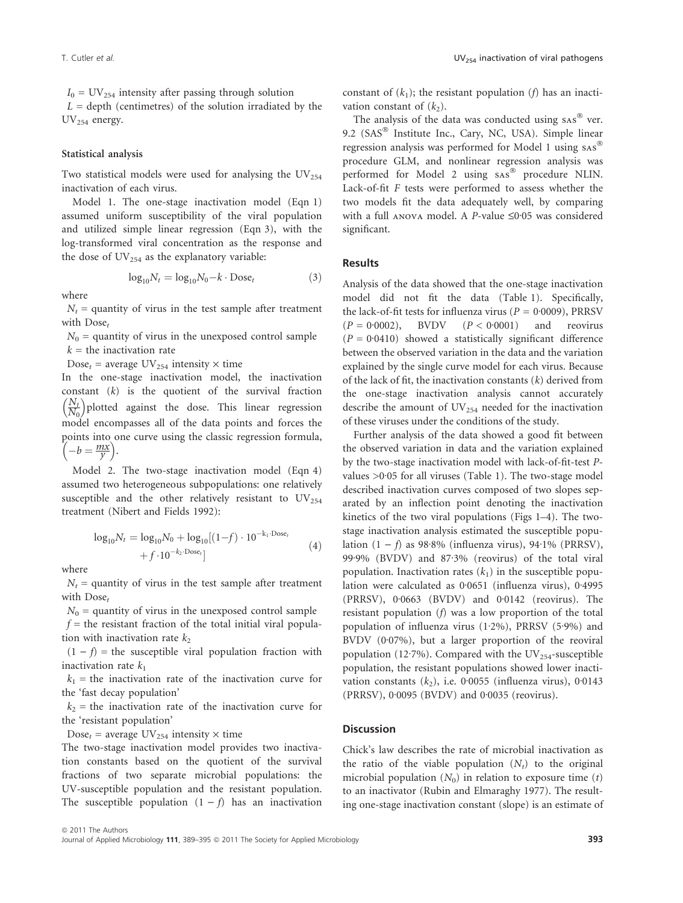$I_0$ = $UV_{254}$ intensity after passing through solution

$L$ = depth (centimetres) of the solution irradiated by the $UV_{254}$ energy.

### Statistical analysis

Two statistical models were used for analysing the $UV_{254}$ inactivation of each virus.

Model 1. The one-stage inactivation model (Eqn 1) assumed uniform susceptibility of the viral population and utilized simple linear regression (Eqn 3), with the log-transformed viral concentration as the response and the dose of $UV_{254}$ as the explanatory variable:

$$\log_{10} N_t = \log_{10} N_0 - k \cdot \text{Dose}_t \tag{3}$$

where

$N_t$ = quantity of virus in the test sample after treatment with $\text{Dose}_t$

$N_0$ = quantity of virus in the unexposed control sample

$k$ = the inactivation rate

$\text{Dose}_t$ = average $UV_{254}$ intensity × time

In the one-stage inactivation model, the inactivation constant ($k$) is the quotient of the survival fraction $\left(\frac{N_t}{N_0}\right)$ plotted against the dose. This linear regression model encompasses all of the data points and forces the points into one curve using the classic regression formula, $\left(-b = \frac{mx}{y}\right)$.

Model 2. The two-stage inactivation model (Eqn 4) assumed two heterogeneous subpopulations: one relatively susceptible and the other relatively resistant to $UV_{254}$ treatment (Nibert and Fields 1992):

$$\log_{10} N_t = \log_{10} N_0 + \log_{10}[(1-f) \cdot 10^{-k_1 \cdot \text{Dose}_t} + f \cdot 10^{-k_2 \cdot \text{Dose}_t}] \tag{4}$$

where

$N_t$ = quantity of virus in the test sample after treatment with $\text{Dose}_t$

$N_0$ = quantity of virus in the unexposed control sample

$f$ = the resistant fraction of the total initial viral population with inactivation rate $k_2$

$(1 - f)$ = the susceptible viral population fraction with inactivation rate $k_1$

$k_1$ = the inactivation rate of the inactivation curve for the 'fast decay population'

$k_2$ = the inactivation rate of the inactivation curve for the 'resistant population'

$\text{Dose}_t$ = average $UV_{254}$ intensity × time

The two-stage inactivation model provides two inactivation constants based on the quotient of the survival fractions of two separate microbial populations: the UV-susceptible population and the resistant population. The susceptible population $(1 - f)$ has an inactivation constant of ($k_1$); the resistant population ($f$) has an inactivation constant of ($k_2$).

The analysis of the data was conducted using SAS® ver. 9.2 (SAS® Institute Inc., Cary, NC, USA). Simple linear regression analysis was performed for Model 1 using SAS® procedure GLM, and nonlinear regression analysis was performed for Model 2 using SAS® procedure NLIN. Lack-of-fit $F$ tests were performed to assess whether the two models fit the data adequately well, by comparing with a full ANOVA model. A $P$-value ≤0·05 was considered significant.

## Results

Analysis of the data showed that the one-stage inactivation model did not fit the data (Table 1). Specifically, the lack-of-fit tests for influenza virus ($P = 0{\cdot}0009$), PRRSV ($P = 0{\cdot}0002$), BVDV ($P < 0{\cdot}0001$) and reovirus ($P = 0{\cdot}0410$) showed a statistically significant difference between the observed variation in the data and the variation explained by the single curve model for each virus. Because of the lack of fit, the inactivation constants ($k$) derived from the one-stage inactivation analysis cannot accurately describe the amount of $UV_{254}$ needed for the inactivation of these viruses under the conditions of the study.

Further analysis of the data showed a good fit between the observed variation in data and the variation explained by the two-stage inactivation model with lack-of-fit-test $P$-values >0·05 for all viruses (Table 1). The two-stage model described inactivation curves composed of two slopes separated by an inflection point denoting the inactivation kinetics of the two viral populations (Figs 1–4). The two-stage inactivation analysis estimated the susceptible population $(1 - f)$ as 98·8% (influenza virus), 94·1% (PRRSV), 99·9% (BVDV) and 87·3% (reovirus) of the total viral population. Inactivation rates ($k_1$) in the susceptible population were calculated as 0·0651 (influenza virus), 0·4995 (PRRSV), 0·0663 (BVDV) and 0·0142 (reovirus). The resistant population ($f$) was a low proportion of the total population of influenza virus (1·2%), PRRSV (5·9%) and BVDV (0·07%), but a larger proportion of the reoviral population (12·7%). Compared with the $UV_{254}$-susceptible population, the resistant populations showed lower inactivation constants ($k_2$), i.e. 0·0055 (influenza virus), 0·0143 (PRRSV), 0·0095 (BVDV) and 0·0035 (reovirus).

## Discussion

Chick's law describes the rate of microbial inactivation as the ratio of the viable population ($N_t$) to the original microbial population ($N_0$) in relation to exposure time ($t$) to an inactivator (Rubin and Elmaraghy 1977). The resulting one-stage inactivation constant (slope) is an estimate of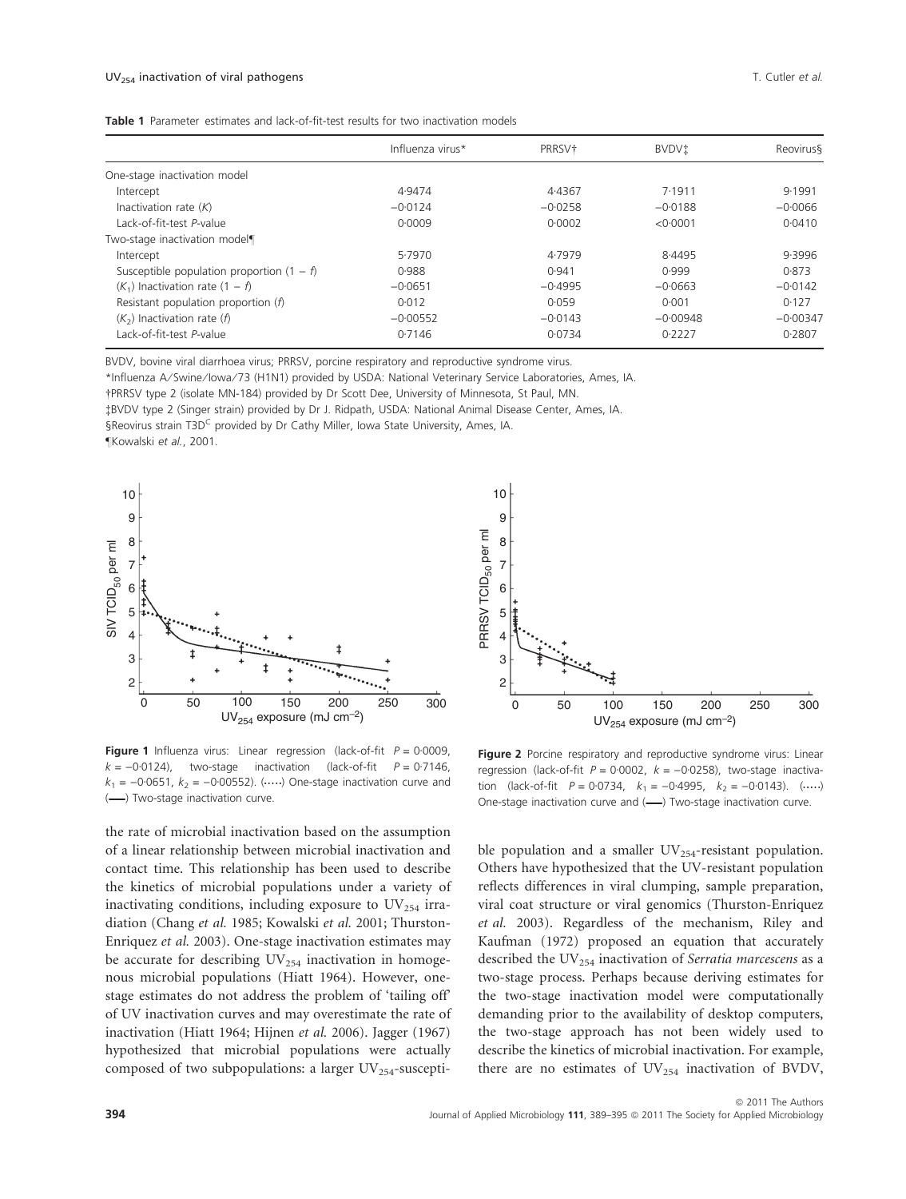**Table 1** Parameter estimates and lack-of-fit-test results for two inactivation models

| | Influenza virus* | PRRSV† | BVDV‡ | Reovirus§ |
|---|---|---|---|---|
| One-stage inactivation model | | | | |
| Intercept | 4·9474 | 4·4367 | 7·1911 | 9·1991 |
| Inactivation rate ($K$) | −0·0124 | −0·0258 | −0·0188 | −0·0066 |
| Lack-of-fit-test $P$-value | 0·0009 | 0·0002 | <0·0001 | 0·0410 |
| Two-stage inactivation model¶ | | | | |
| Intercept | 5·7970 | 4·7979 | 8·4495 | 9·3996 |
| Susceptible population proportion ($1 - f$) | 0·988 | 0·941 | 0·999 | 0·873 |
| ($K_1$) Inactivation rate ($1 - f$) | −0·0651 | −0·4995 | −0·0663 | −0·0142 |
| Resistant population proportion ($f$) | 0·012 | 0·059 | 0·001 | 0·127 |
| ($K_2$) Inactivation rate ($f$) | −0·00552 | −0·0143 | −0·00948 | −0·00347 |
| Lack-of-fit-test $P$-value | 0·7146 | 0·0734 | 0·2227 | 0·2807 |

BVDV, bovine viral diarrhoea virus; PRRSV, porcine respiratory and reproductive syndrome virus.

*Influenza A/Swine/Iowa/73 (H1N1) provided by USDA: National Veterinary Service Laboratories, Ames, IA.

†PRRSV type 2 (isolate MN-184) provided by Dr Scott Dee, University of Minnesota, St Paul, MN.

‡BVDV type 2 (Singer strain) provided by Dr J. Ridpath, USDA: National Animal Disease Center, Ames, IA.

§Reovirus strain T3D[C] provided by Dr Cathy Miller, Iowa State University, Ames, IA.

¶Kowalski *et al.*, 2001.

**Figure 1** Influenza virus: Linear regression (lack-of-fit $P = 0{\cdot}0009$, $k = -0{\cdot}0124$), two-stage inactivation (lack-of-fit $P = 0{\cdot}7146$, $k_1 = -0{\cdot}0651$, $k_2 = -0{\cdot}00552$). (·····) One-stage inactivation curve and (—) Two-stage inactivation curve.

**Figure 2** Porcine respiratory and reproductive syndrome virus: Linear regression (lack-of-fit $P = 0{\cdot}0002$, $k = -0{\cdot}0258$), two-stage inactivation (lack-of-fit $P = 0{\cdot}0734$, $k_1 = -0{\cdot}4995$, $k_2 = -0{\cdot}0143$). (·····) One-stage inactivation curve and (—) Two-stage inactivation curve.

the rate of microbial inactivation based on the assumption of a linear relationship between microbial inactivation and contact time. This relationship has been used to describe the kinetics of microbial populations under a variety of inactivating conditions, including exposure to $UV_{254}$ irradiation (Chang *et al.* 1985; Kowalski *et al.* 2001; Thurston-Enriquez *et al.* 2003). One-stage inactivation estimates may be accurate for describing $UV_{254}$ inactivation in homogenous microbial populations (Hiatt 1964). However, one-stage estimates do not address the problem of 'tailing off' of UV inactivation curves and may overestimate the rate of inactivation (Hiatt 1964; Hijnen *et al.* 2006). Jagger (1967) hypothesized that microbial populations were actually composed of two subpopulations: a larger $UV_{254}$-susceptible population and a smaller $UV_{254}$-resistant population. Others have hypothesized that the UV-resistant population reflects differences in viral clumping, sample preparation, viral coat structure or viral genomics (Thurston-Enriquez *et al.* 2003). Regardless of the mechanism, Riley and Kaufman (1972) proposed an equation that accurately described the $UV_{254}$ inactivation of *Serratia marcescens* as a two-stage process. Perhaps because deriving estimates for the two-stage inactivation model were computationally demanding prior to the availability of desktop computers, the two-stage approach has not been widely used to describe the kinetics of microbial inactivation. For example, there are no estimates of $UV_{254}$ inactivation of BVDV,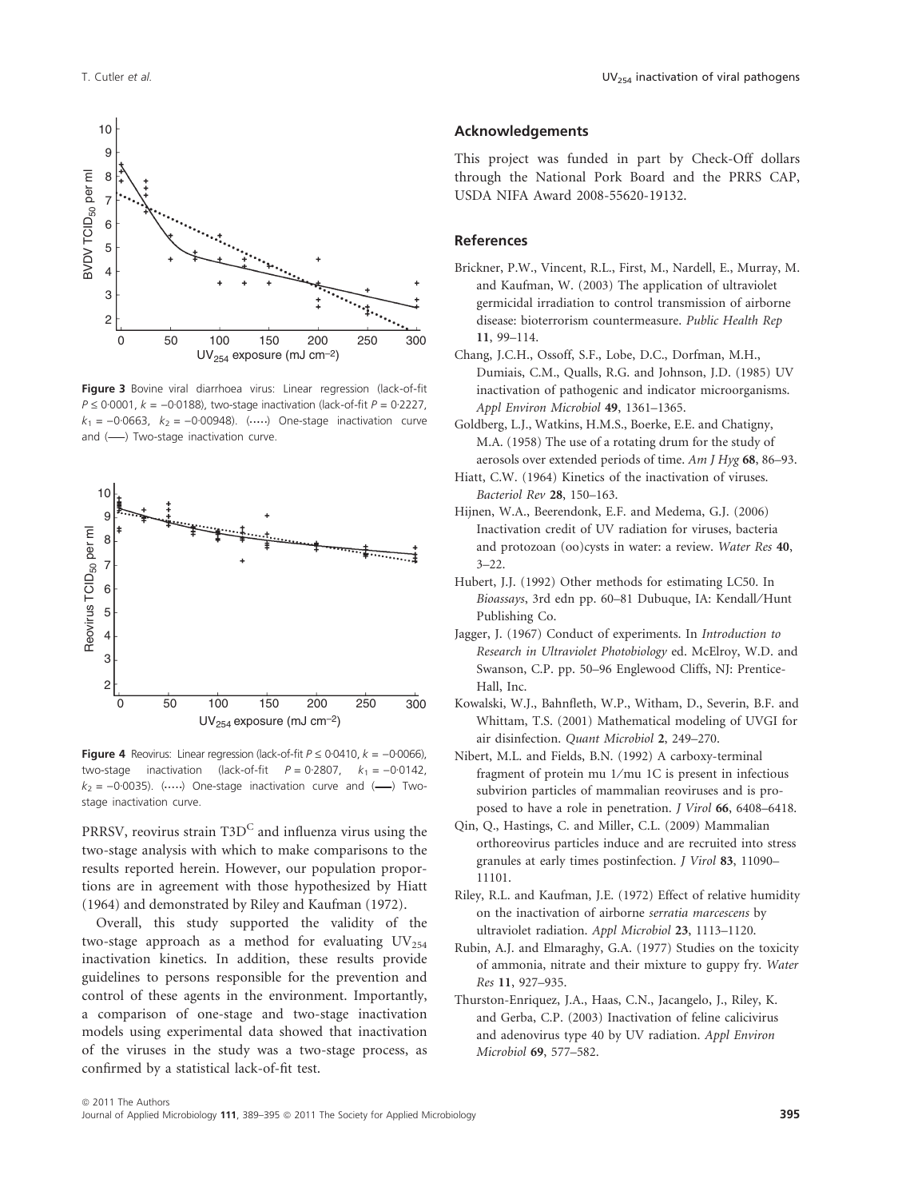10
9
8
7
6
5
4
3
2
0 50 100 150 200 250 300
BVDV $TCID_{50}$ per ml
$UV_{254}$ exposure (mJ cm$^{-2}$)

**Figure 3** Bovine viral diarrhoea virus: Linear regression (lack-of-fit $P \leq 0{\cdot}0001$, $k = -0{\cdot}0188$), two-stage inactivation (lack-of-fit $P = 0{\cdot}2227$, $k_1 = -0{\cdot}0663$, $k_2 = -0{\cdot}00948$). (·····) One-stage inactivation curve and (——) Two-stage inactivation curve.

10
9
8
7
6
5
4
3
2
0 50 100 150 200 250 300
Reovirus $TCID_{50}$ per ml
$UV_{254}$ exposure (mJ cm$^{-2}$)

**Figure 4** Reovirus: Linear regression (lack-of-fit $P \leq 0{\cdot}0410$, $k = -0{\cdot}0066$), two-stage inactivation (lack-of-fit $P = 0{\cdot}2807$, $k_1 = -0{\cdot}0142$, $k_2 = -0{\cdot}0035$). (·····) One-stage inactivation curve and (——) Two-stage inactivation curve.

PRRSV, reovirus strain $T3D^C$ and influenza virus using the two-stage analysis with which to make comparisons to the results reported herein. However, our population proportions are in agreement with those hypothesized by Hiatt (1964) and demonstrated by Riley and Kaufman (1972).

Overall, this study supported the validity of the two-stage approach as a method for evaluating $UV_{254}$ inactivation kinetics. In addition, these results provide guidelines to persons responsible for the prevention and control of these agents in the environment. Importantly, a comparison of one-stage and two-stage inactivation models using experimental data showed that inactivation of the viruses in the study was a two-stage process, as confirmed by a statistical lack-of-fit test.

## Acknowledgements

This project was funded in part by Check-Off dollars through the National Pork Board and the PRRS CAP, USDA NIFA Award 2008-55620-19132.

## References

Brickner, P.W., Vincent, R.L., First, M., Nardell, E., Murray, M. and Kaufman, W. (2003) The application of ultraviolet germicidal irradiation to control transmission of airborne disease: bioterrorism countermeasure. *Public Health Rep* **11**, 99–114.

Chang, J.C.H., Ossoff, S.F., Lobe, D.C., Dorfman, M.H., Dumiais, C.M., Qualls, R.G. and Johnson, J.D. (1985) UV inactivation of pathogenic and indicator microorganisms. *Appl Environ Microbiol* **49**, 1361–1365.

Goldberg, L.J., Watkins, H.M.S., Boerke, E.E. and Chatigny, M.A. (1958) The use of a rotating drum for the study of aerosols over extended periods of time. *Am J Hyg* **68**, 86–93.

Hiatt, C.W. (1964) Kinetics of the inactivation of viruses. *Bacteriol Rev* **28**, 150–163.

Hijnen, W.A., Beerendonk, E.F. and Medema, G.J. (2006) Inactivation credit of UV radiation for viruses, bacteria and protozoan (oo)cysts in water: a review. *Water Res* **40**, 3–22.

Hubert, J.J. (1992) Other methods for estimating LC50. In *Bioassays*, 3rd edn pp. 60–81 Dubuque, IA: Kendall/Hunt Publishing Co.

Jagger, J. (1967) Conduct of experiments. In *Introduction to Research in Ultraviolet Photobiology* ed. McElroy, W.D. and Swanson, C.P. pp. 50–96 Englewood Cliffs, NJ: Prentice-Hall, Inc.

Kowalski, W.J., Bahnfleth, W.P., Witham, D., Severin, B.F. and Whittam, T.S. (2001) Mathematical modeling of UVGI for air disinfection. *Quant Microbiol* **2**, 249–270.

Nibert, M.L. and Fields, B.N. (1992) A carboxy-terminal fragment of protein mu 1/mu 1C is present in infectious subvirion particles of mammalian reoviruses and is proposed to have a role in penetration. *J Virol* **66**, 6408–6418.

Qin, Q., Hastings, C. and Miller, C.L. (2009) Mammalian orthoreovirus particles induce and are recruited into stress granules at early times postinfection. *J Virol* **83**, 11090–11101.

Riley, R.L. and Kaufman, J.E. (1972) Effect of relative humidity on the inactivation of airborne *serratia marcescens* by ultraviolet radiation. *Appl Microbiol* **23**, 1113–1120.

Rubin, A.J. and Elmaraghy, G.A. (1977) Studies on the toxicity of ammonia, nitrate and their mixture to guppy fry. *Water Res* **11**, 927–935.

Thurston-Enriquez, J.A., Haas, C.N., Jacangelo, J., Riley, K. and Gerba, C.P. (2003) Inactivation of feline calicivirus and adenovirus type 40 by UV radiation. *Appl Environ Microbiol* **69**, 577–582.